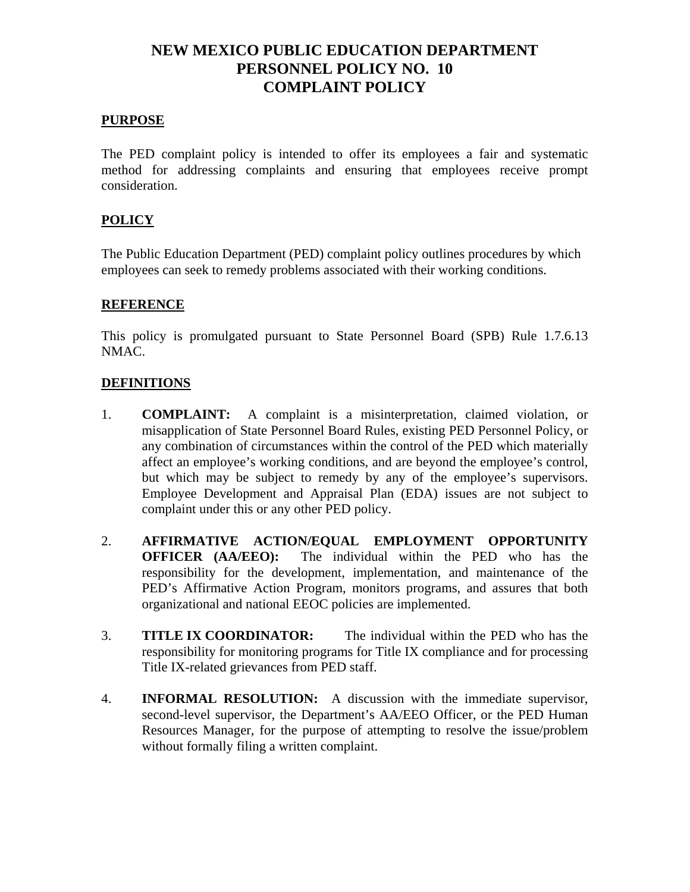# NEW MEXICO PUBLIC EDUCATION DEPARTMENT
# PERSONNEL POLICY NO. 10
# COMPLAINT POLICY

## PURPOSE

The PED complaint policy is intended to offer its employees a fair and systematic method for addressing complaints and ensuring that employees receive prompt consideration.

## POLICY

The Public Education Department (PED) complaint policy outlines procedures by which employees can seek to remedy problems associated with their working conditions.

## REFERENCE

This policy is promulgated pursuant to State Personnel Board (SPB) Rule 1.7.6.13 NMAC.

## DEFINITIONS

1. **COMPLAINT:** A complaint is a misinterpretation, claimed violation, or misapplication of State Personnel Board Rules, existing PED Personnel Policy, or any combination of circumstances within the control of the PED which materially affect an employee's working conditions, and are beyond the employee's control, but which may be subject to remedy by any of the employee's supervisors. Employee Development and Appraisal Plan (EDA) issues are not subject to complaint under this or any other PED policy.

2. **AFFIRMATIVE ACTION/EQUAL EMPLOYMENT OPPORTUNITY OFFICER (AA/EEO):** The individual within the PED who has the responsibility for the development, implementation, and maintenance of the PED's Affirmative Action Program, monitors programs, and assures that both organizational and national EEOC policies are implemented.

3. **TITLE IX COORDINATOR:** The individual within the PED who has the responsibility for monitoring programs for Title IX compliance and for processing Title IX-related grievances from PED staff.

4. **INFORMAL RESOLUTION:** A discussion with the immediate supervisor, second-level supervisor, the Department's AA/EEO Officer, or the PED Human Resources Manager, for the purpose of attempting to resolve the issue/problem without formally filing a written complaint.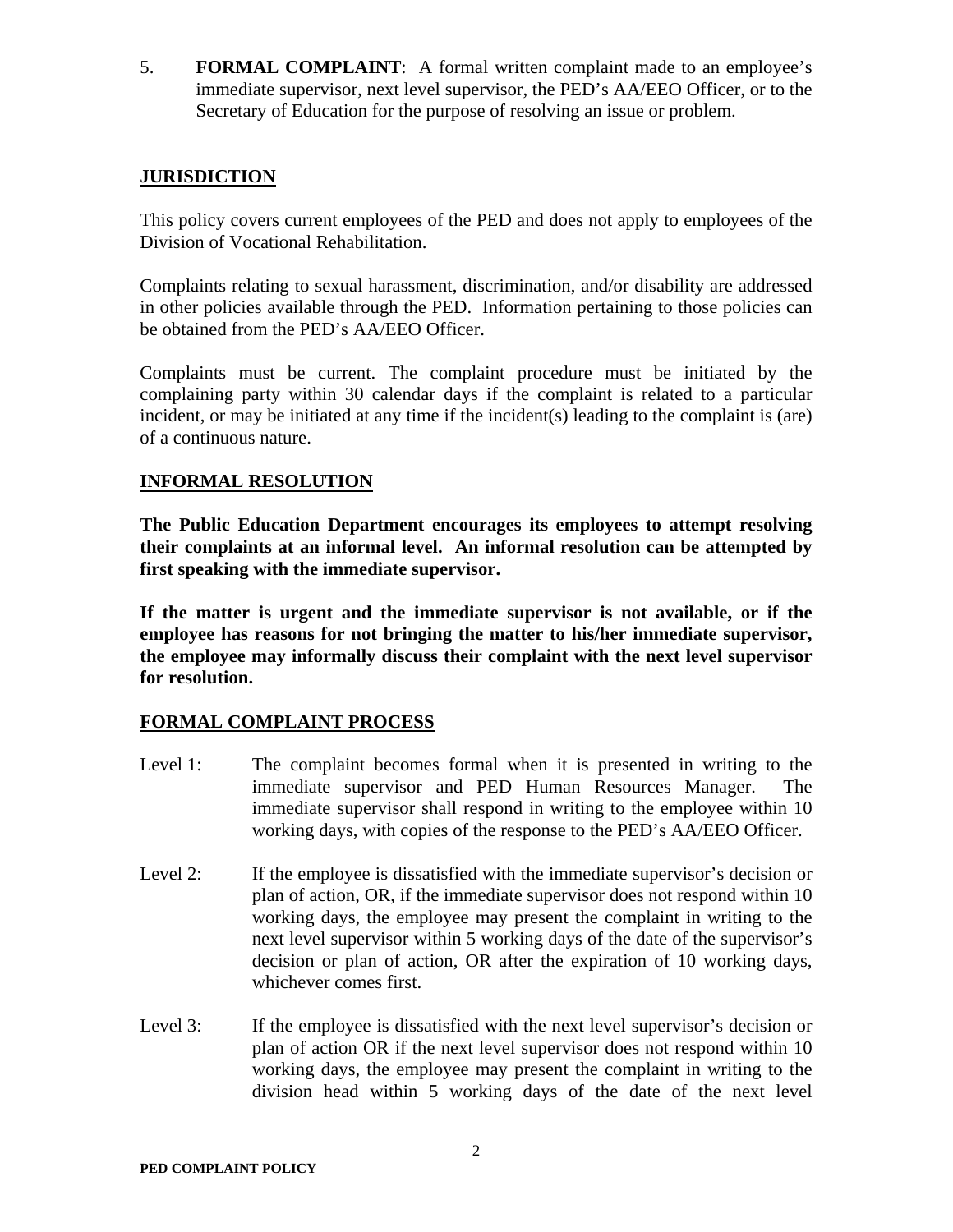5. **FORMAL COMPLAINT**: A formal written complaint made to an employee's immediate supervisor, next level supervisor, the PED's AA/EEO Officer, or to the Secretary of Education for the purpose of resolving an issue or problem.

## JURISDICTION

This policy covers current employees of the PED and does not apply to employees of the Division of Vocational Rehabilitation.

Complaints relating to sexual harassment, discrimination, and/or disability are addressed in other policies available through the PED. Information pertaining to those policies can be obtained from the PED's AA/EEO Officer.

Complaints must be current. The complaint procedure must be initiated by the complaining party within 30 calendar days if the complaint is related to a particular incident, or may be initiated at any time if the incident(s) leading to the complaint is (are) of a continuous nature.

## INFORMAL RESOLUTION

**The Public Education Department encourages its employees to attempt resolving their complaints at an informal level. An informal resolution can be attempted by first speaking with the immediate supervisor.**

**If the matter is urgent and the immediate supervisor is not available, or if the employee has reasons for not bringing the matter to his/her immediate supervisor, the employee may informally discuss their complaint with the next level supervisor for resolution.**

## FORMAL COMPLAINT PROCESS

Level 1: The complaint becomes formal when it is presented in writing to the immediate supervisor and PED Human Resources Manager. The immediate supervisor shall respond in writing to the employee within 10 working days, with copies of the response to the PED's AA/EEO Officer.

Level 2: If the employee is dissatisfied with the immediate supervisor's decision or plan of action, OR, if the immediate supervisor does not respond within 10 working days, the employee may present the complaint in writing to the next level supervisor within 5 working days of the date of the supervisor's decision or plan of action, OR after the expiration of 10 working days, whichever comes first.

Level 3: If the employee is dissatisfied with the next level supervisor's decision or plan of action OR if the next level supervisor does not respond within 10 working days, the employee may present the complaint in writing to the division head within 5 working days of the date of the next level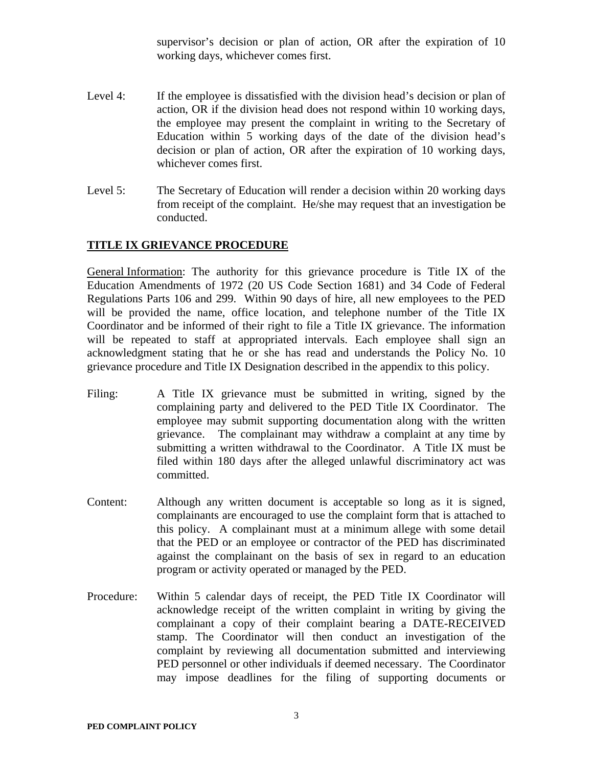supervisor's decision or plan of action, OR after the expiration of 10 working days, whichever comes first.

Level 4: If the employee is dissatisfied with the division head's decision or plan of action, OR if the division head does not respond within 10 working days, the employee may present the complaint in writing to the Secretary of Education within 5 working days of the date of the division head's decision or plan of action, OR after the expiration of 10 working days, whichever comes first.

Level 5: The Secretary of Education will render a decision within 20 working days from receipt of the complaint. He/she may request that an investigation be conducted.

## TITLE IX GRIEVANCE PROCEDURE

General Information: The authority for this grievance procedure is Title IX of the Education Amendments of 1972 (20 US Code Section 1681) and 34 Code of Federal Regulations Parts 106 and 299. Within 90 days of hire, all new employees to the PED will be provided the name, office location, and telephone number of the Title IX Coordinator and be informed of their right to file a Title IX grievance. The information will be repeated to staff at appropriated intervals. Each employee shall sign an acknowledgment stating that he or she has read and understands the Policy No. 10 grievance procedure and Title IX Designation described in the appendix to this policy.

Filing: A Title IX grievance must be submitted in writing, signed by the complaining party and delivered to the PED Title IX Coordinator. The employee may submit supporting documentation along with the written grievance. The complainant may withdraw a complaint at any time by submitting a written withdrawal to the Coordinator. A Title IX must be filed within 180 days after the alleged unlawful discriminatory act was committed.

Content: Although any written document is acceptable so long as it is signed, complainants are encouraged to use the complaint form that is attached to this policy. A complainant must at a minimum allege with some detail that the PED or an employee or contractor of the PED has discriminated against the complainant on the basis of sex in regard to an education program or activity operated or managed by the PED.

Procedure: Within 5 calendar days of receipt, the PED Title IX Coordinator will acknowledge receipt of the written complaint in writing by giving the complainant a copy of their complaint bearing a DATE-RECEIVED stamp. The Coordinator will then conduct an investigation of the complaint by reviewing all documentation submitted and interviewing PED personnel or other individuals if deemed necessary. The Coordinator may impose deadlines for the filing of supporting documents or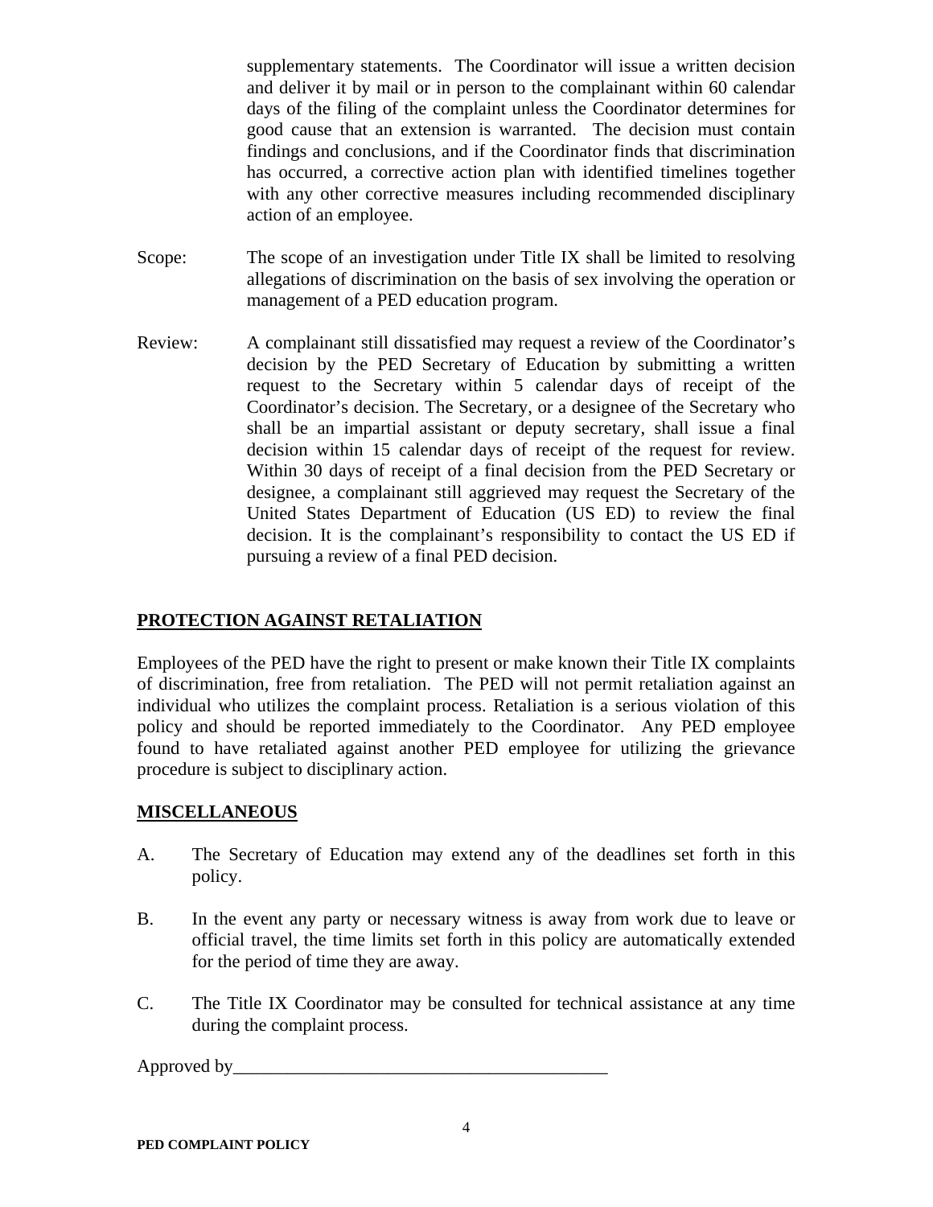supplementary statements. The Coordinator will issue a written decision and deliver it by mail or in person to the complainant within 60 calendar days of the filing of the complaint unless the Coordinator determines for good cause that an extension is warranted. The decision must contain findings and conclusions, and if the Coordinator finds that discrimination has occurred, a corrective action plan with identified timelines together with any other corrective measures including recommended disciplinary action of an employee.

Scope: The scope of an investigation under Title IX shall be limited to resolving allegations of discrimination on the basis of sex involving the operation or management of a PED education program.

Review: A complainant still dissatisfied may request a review of the Coordinator's decision by the PED Secretary of Education by submitting a written request to the Secretary within 5 calendar days of receipt of the Coordinator's decision. The Secretary, or a designee of the Secretary who shall be an impartial assistant or deputy secretary, shall issue a final decision within 15 calendar days of receipt of the request for review. Within 30 days of receipt of a final decision from the PED Secretary or designee, a complainant still aggrieved may request the Secretary of the United States Department of Education (US ED) to review the final decision. It is the complainant's responsibility to contact the US ED if pursuing a review of a final PED decision.

## PROTECTION AGAINST RETALIATION

Employees of the PED have the right to present or make known their Title IX complaints of discrimination, free from retaliation. The PED will not permit retaliation against an individual who utilizes the complaint process. Retaliation is a serious violation of this policy and should be reported immediately to the Coordinator. Any PED employee found to have retaliated against another PED employee for utilizing the grievance procedure is subject to disciplinary action.

## MISCELLANEOUS

A. The Secretary of Education may extend any of the deadlines set forth in this policy.

B. In the event any party or necessary witness is away from work due to leave or official travel, the time limits set forth in this policy are automatically extended for the period of time they are away.

C. The Title IX Coordinator may be consulted for technical assistance at any time during the complaint process.

Approved by_________________________________________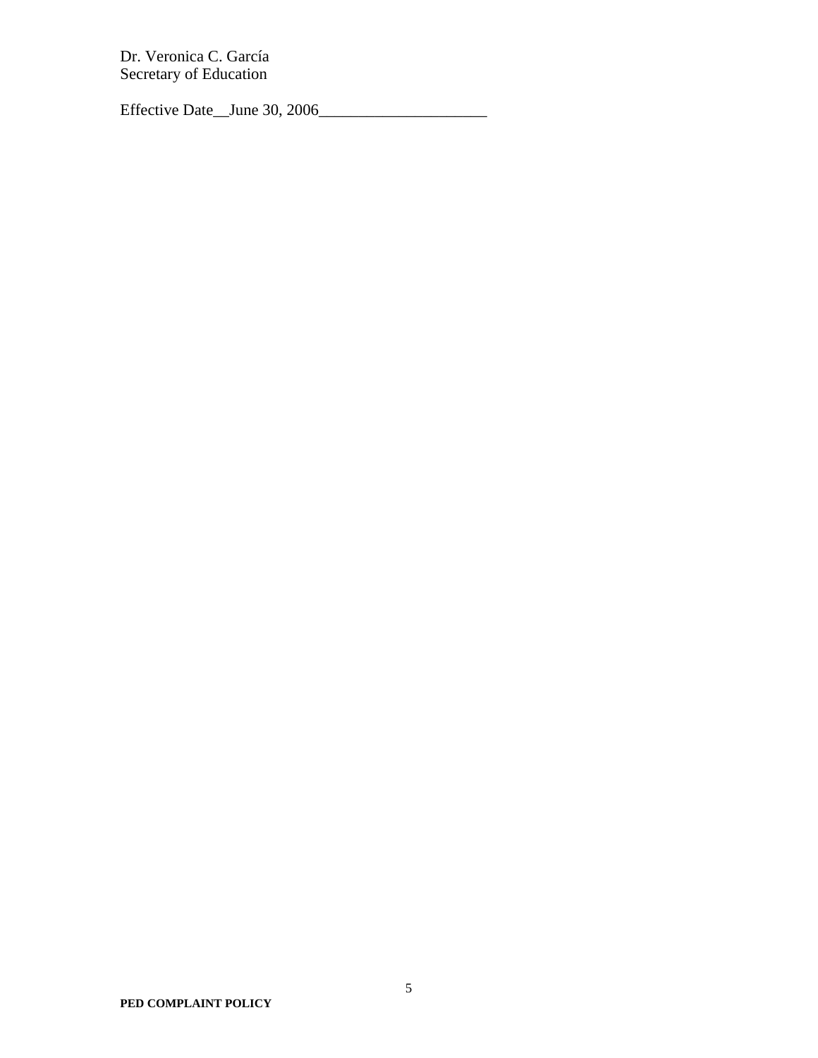Dr. Veronica C. García
Secretary of Education

Effective Date__June 30, 2006_____________________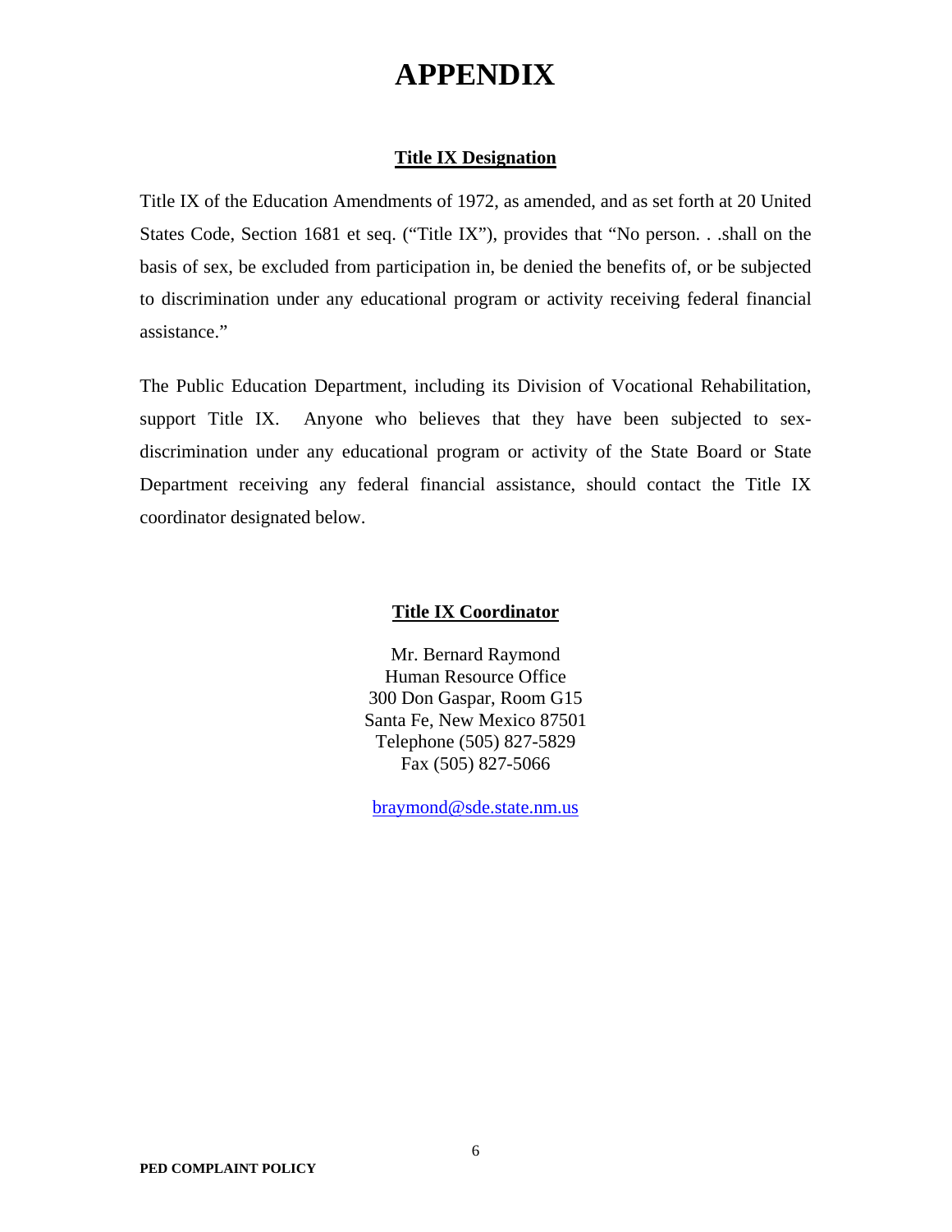# APPENDIX

## Title IX Designation

Title IX of the Education Amendments of 1972, as amended, and as set forth at 20 United States Code, Section 1681 et seq. ("Title IX"), provides that "No person. . .shall on the basis of sex, be excluded from participation in, be denied the benefits of, or be subjected to discrimination under any educational program or activity receiving federal financial assistance."

The Public Education Department, including its Division of Vocational Rehabilitation, support Title IX. Anyone who believes that they have been subjected to sex-discrimination under any educational program or activity of the State Board or State Department receiving any federal financial assistance, should contact the Title IX coordinator designated below.

## Title IX Coordinator

Mr. Bernard Raymond
Human Resource Office
300 Don Gaspar, Room G15
Santa Fe, New Mexico 87501
Telephone (505) 827-5829
Fax (505) 827-5066

braymond@sde.state.nm.us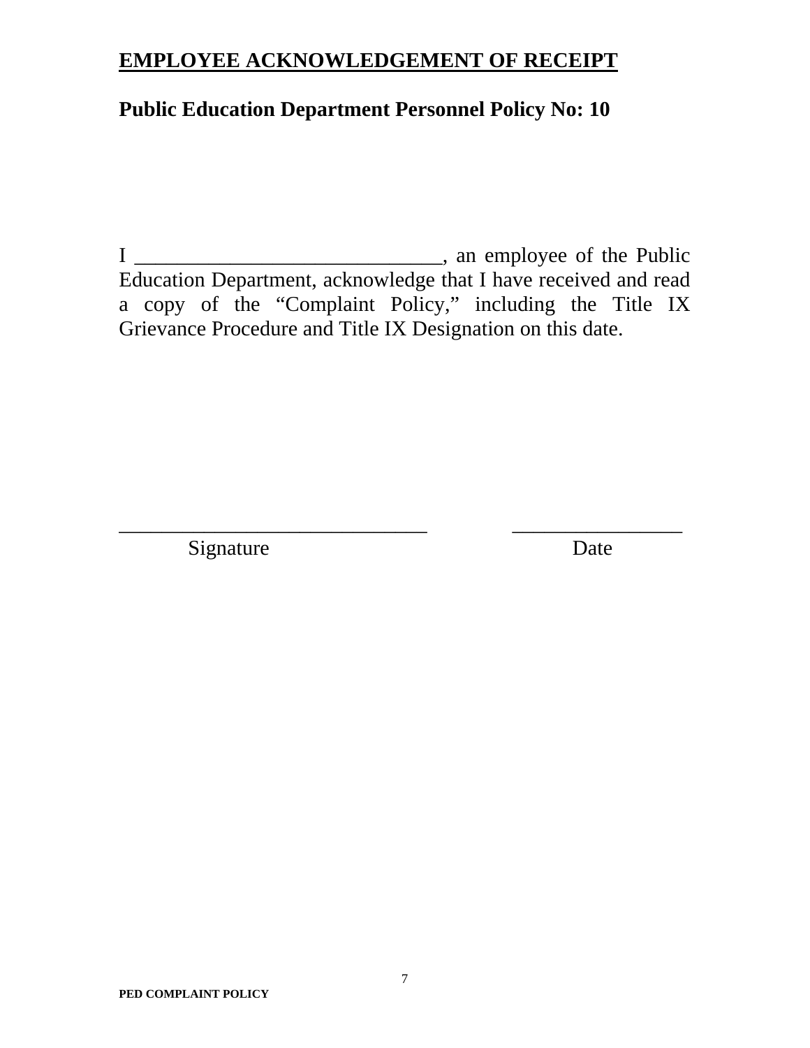# **<u>EMPLOYEE ACKNOWLEDGEMENT OF RECEIPT</u>**

## **Public Education Department Personnel Policy No: 10**

I ______________________________, an employee of the Public Education Department, acknowledge that I have received and read a copy of the "Complaint Policy," including the Title IX Grievance Procedure and Title IX Designation on this date.

______________________________ ________________
Signature Date